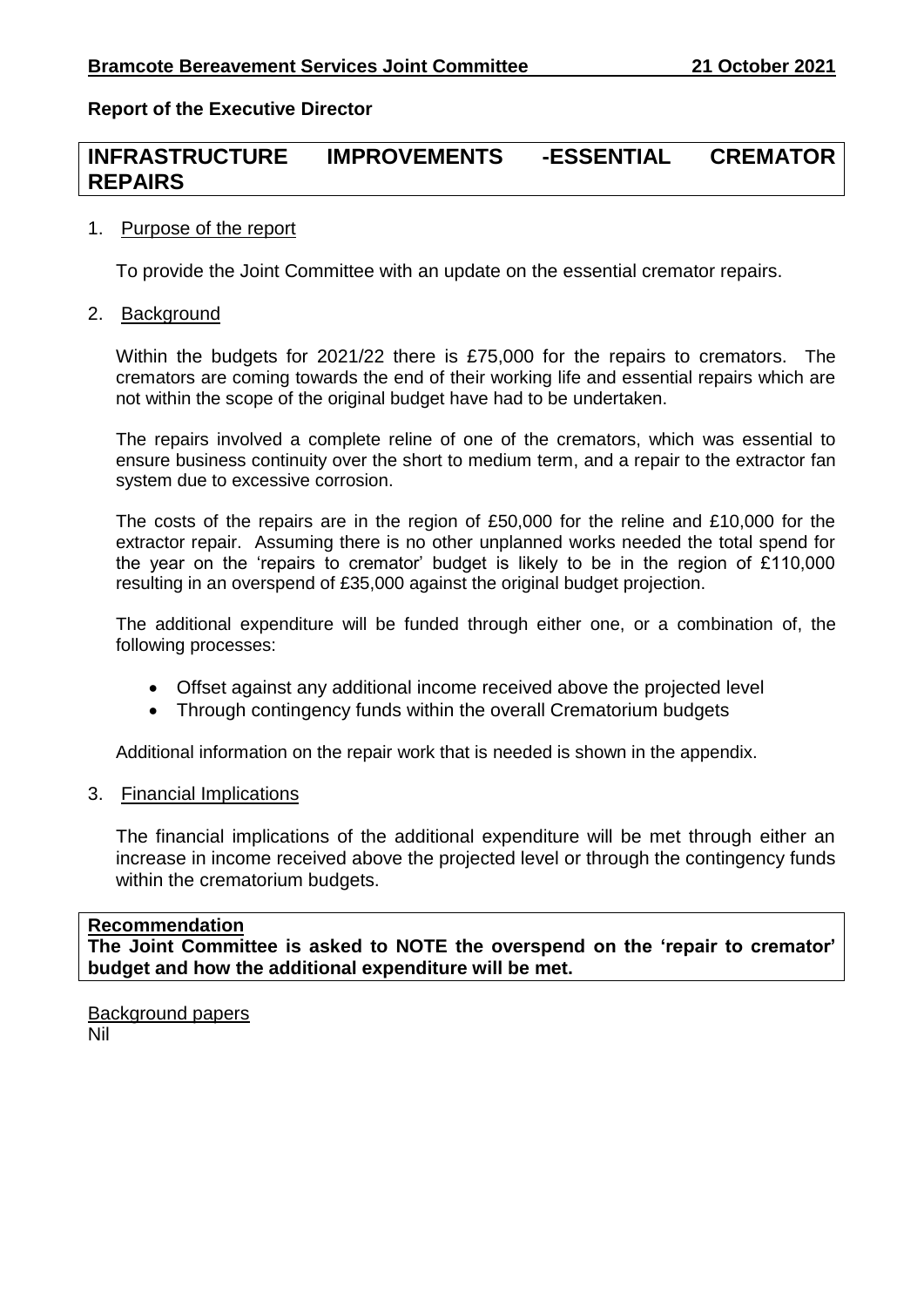**Bramcote Bereavement Services Joint Committee** **21 October 2021**

**Report of the Executive Director**

# INFRASTRUCTURE IMPROVEMENTS -ESSENTIAL CREMATOR REPAIRS

1. Purpose of the report

   To provide the Joint Committee with an update on the essential cremator repairs.

2. Background

   Within the budgets for 2021/22 there is £75,000 for the repairs to cremators. The cremators are coming towards the end of their working life and essential repairs which are not within the scope of the original budget have had to be undertaken.

   The repairs involved a complete reline of one of the cremators, which was essential to ensure business continuity over the short to medium term, and a repair to the extractor fan system due to excessive corrosion.

   The costs of the repairs are in the region of £50,000 for the reline and £10,000 for the extractor repair. Assuming there is no other unplanned works needed the total spend for the year on the 'repairs to cremator' budget is likely to be in the region of £110,000 resulting in an overspend of £35,000 against the original budget projection.

   The additional expenditure will be funded through either one, or a combination of, the following processes:

   - Offset against any additional income received above the projected level
   - Through contingency funds within the overall Crematorium budgets

   Additional information on the repair work that is needed is shown in the appendix.

3. Financial Implications

   The financial implications of the additional expenditure will be met through either an increase in income received above the projected level or through the contingency funds within the crematorium budgets.

**Recommendation**
**The Joint Committee is asked to NOTE the overspend on the 'repair to cremator' budget and how the additional expenditure will be met.**

Background papers
Nil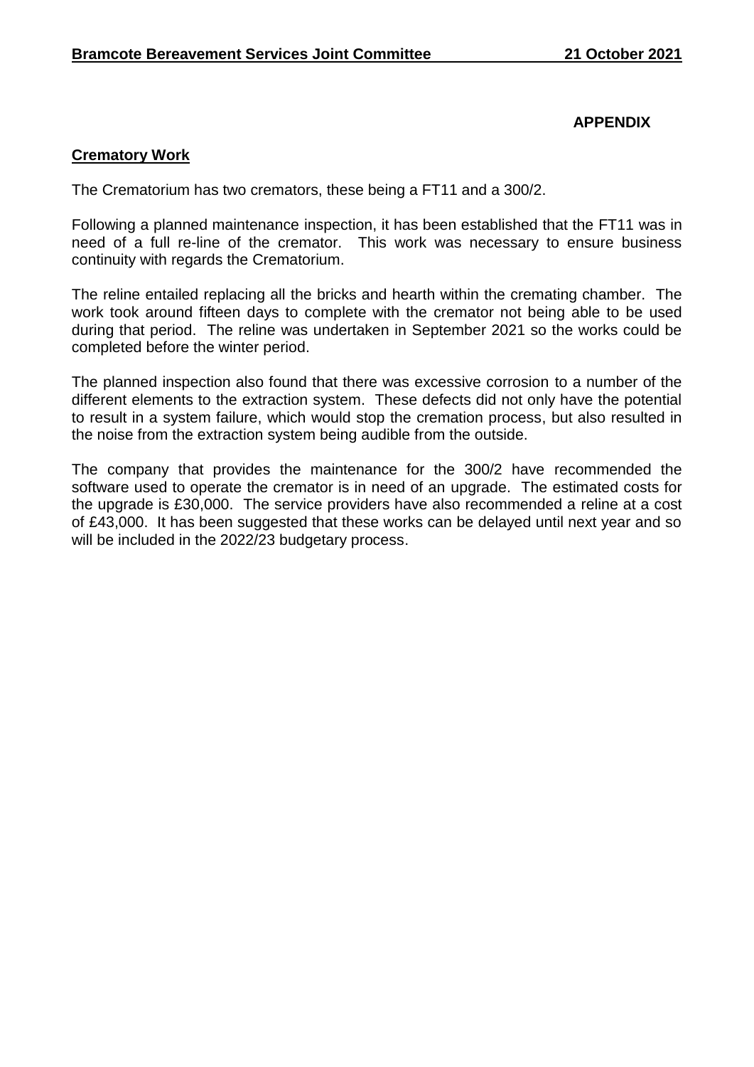**APPENDIX**

## Crematory Work

The Crematorium has two cremators, these being a FT11 and a 300/2.

Following a planned maintenance inspection, it has been established that the FT11 was in need of a full re-line of the cremator. This work was necessary to ensure business continuity with regards the Crematorium.

The reline entailed replacing all the bricks and hearth within the cremating chamber. The work took around fifteen days to complete with the cremator not being able to be used during that period. The reline was undertaken in September 2021 so the works could be completed before the winter period.

The planned inspection also found that there was excessive corrosion to a number of the different elements to the extraction system. These defects did not only have the potential to result in a system failure, which would stop the cremation process, but also resulted in the noise from the extraction system being audible from the outside.

The company that provides the maintenance for the 300/2 have recommended the software used to operate the cremator is in need of an upgrade. The estimated costs for the upgrade is £30,000. The service providers have also recommended a reline at a cost of £43,000. It has been suggested that these works can be delayed until next year and so will be included in the 2022/23 budgetary process.